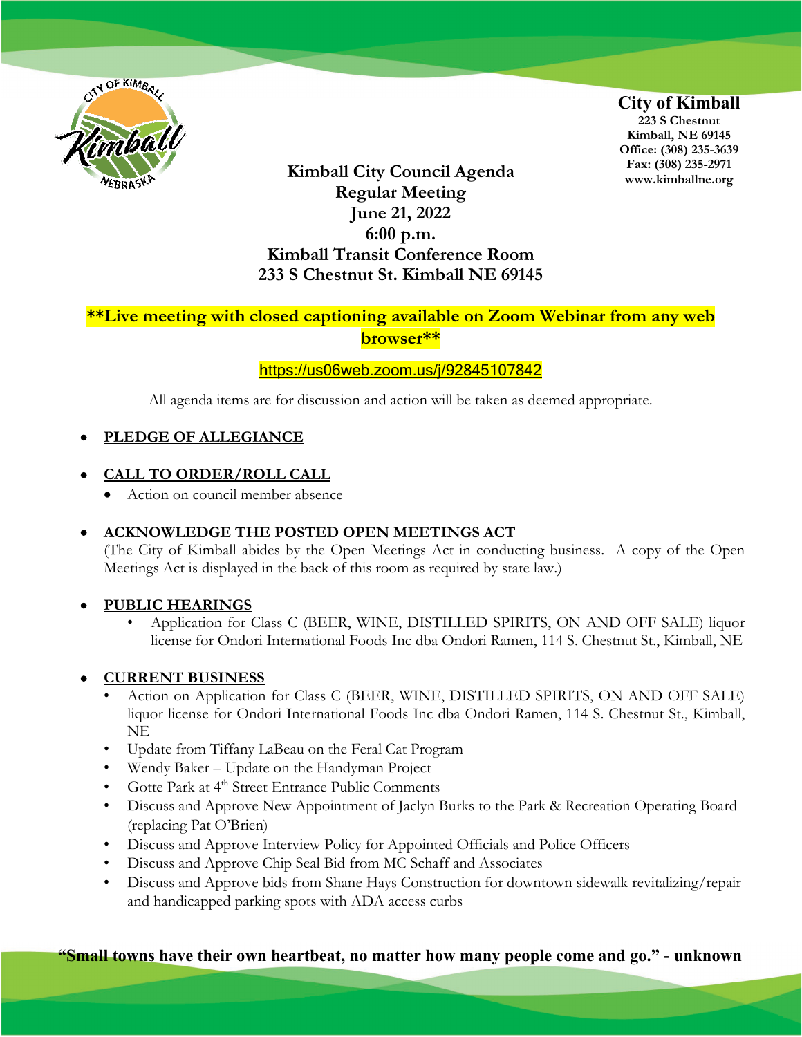**City of Kimball**
**223 S Chestnut**
**Kimball, NE 69145**
**Office: (308) 235-3639**
**Fax: (308) 235-2971**
**www.kimballne.org**

# Kimball City Council Agenda
## Regular Meeting
## June 21, 2022
## 6:00 p.m.
## Kimball Transit Conference Room
## 233 S Chestnut St. Kimball NE 69145

**\*\*Live meeting with closed captioning available on Zoom Webinar from any web browser\*\***

https://us06web.zoom.us/j/92845107842

All agenda items are for discussion and action will be taken as deemed appropriate.

- **PLEDGE OF ALLEGIANCE**

- **CALL TO ORDER/ROLL CALL**
  - Action on council member absence

- **ACKNOWLEDGE THE POSTED OPEN MEETINGS ACT**
  (The City of Kimball abides by the Open Meetings Act in conducting business. A copy of the Open Meetings Act is displayed in the back of this room as required by state law.)

- **PUBLIC HEARINGS**
  - Application for Class C (BEER, WINE, DISTILLED SPIRITS, ON AND OFF SALE) liquor license for Ondori International Foods Inc dba Ondori Ramen, 114 S. Chestnut St., Kimball, NE

- **CURRENT BUSINESS**
  - Action on Application for Class C (BEER, WINE, DISTILLED SPIRITS, ON AND OFF SALE) liquor license for Ondori International Foods Inc dba Ondori Ramen, 114 S. Chestnut St., Kimball, NE
  - Update from Tiffany LaBeau on the Feral Cat Program
  - Wendy Baker – Update on the Handyman Project
  - Gotte Park at 4th Street Entrance Public Comments
  - Discuss and Approve New Appointment of Jaclyn Burks to the Park & Recreation Operating Board (replacing Pat O'Brien)
  - Discuss and Approve Interview Policy for Appointed Officials and Police Officers
  - Discuss and Approve Chip Seal Bid from MC Schaff and Associates
  - Discuss and Approve bids from Shane Hays Construction for downtown sidewalk revitalizing/repair and handicapped parking spots with ADA access curbs

**"Small towns have their own heartbeat, no matter how many people come and go." - unknown**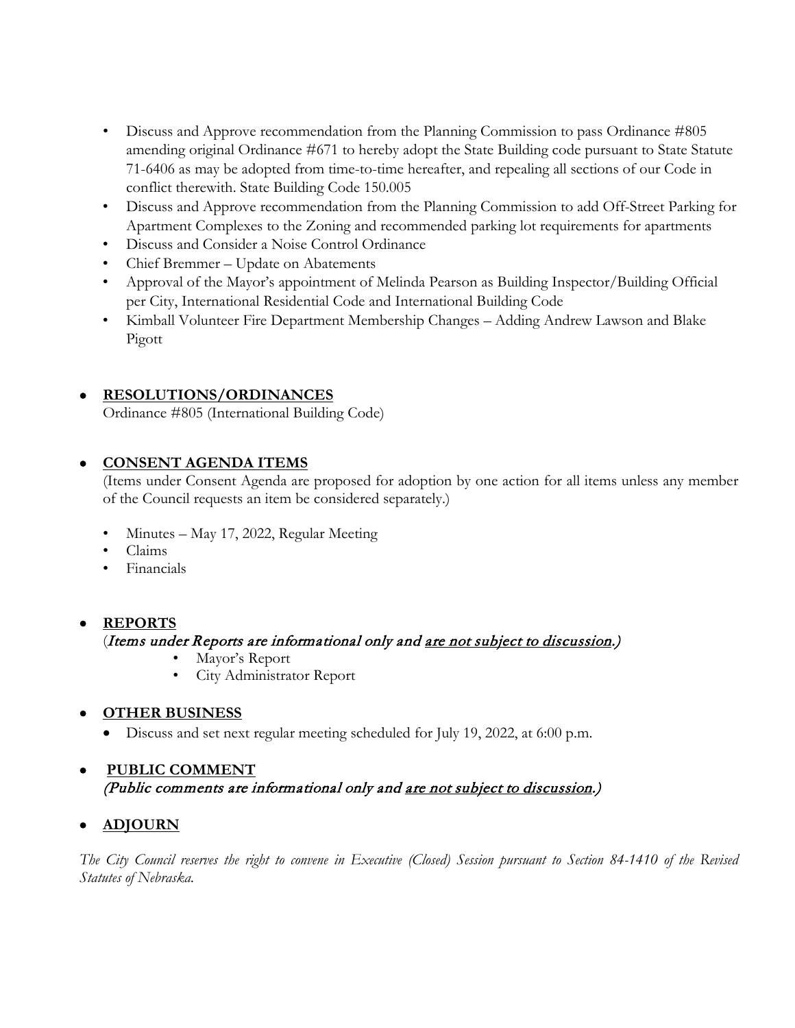- Discuss and Approve recommendation from the Planning Commission to pass Ordinance #805 amending original Ordinance #671 to hereby adopt the State Building code pursuant to State Statute 71-6406 as may be adopted from time-to-time hereafter, and repealing all sections of our Code in conflict therewith. State Building Code 150.005
- Discuss and Approve recommendation from the Planning Commission to add Off-Street Parking for Apartment Complexes to the Zoning and recommended parking lot requirements for apartments
- Discuss and Consider a Noise Control Ordinance
- Chief Bremmer – Update on Abatements
- Approval of the Mayor's appointment of Melinda Pearson as Building Inspector/Building Official per City, International Residential Code and International Building Code
- Kimball Volunteer Fire Department Membership Changes – Adding Andrew Lawson and Blake Pigott

- **RESOLUTIONS/ORDINANCES**

  Ordinance #805 (International Building Code)

- **CONSENT AGENDA ITEMS**

  (Items under Consent Agenda are proposed for adoption by one action for all items unless any member of the Council requests an item be considered separately.)

  - Minutes – May 17, 2022, Regular Meeting
  - Claims
  - Financials

- **REPORTS**

  (*Items under Reports are informational only and are not subject to discussion.*)

  - Mayor's Report
  - City Administrator Report

- **OTHER BUSINESS**
  - Discuss and set next regular meeting scheduled for July 19, 2022, at 6:00 p.m.

- **PUBLIC COMMENT**

  *(Public comments are informational only and are not subject to discussion.)*

- **ADJOURN**

*The City Council reserves the right to convene in Executive (Closed) Session pursuant to Section 84-1410 of the Revised Statutes of Nebraska.*